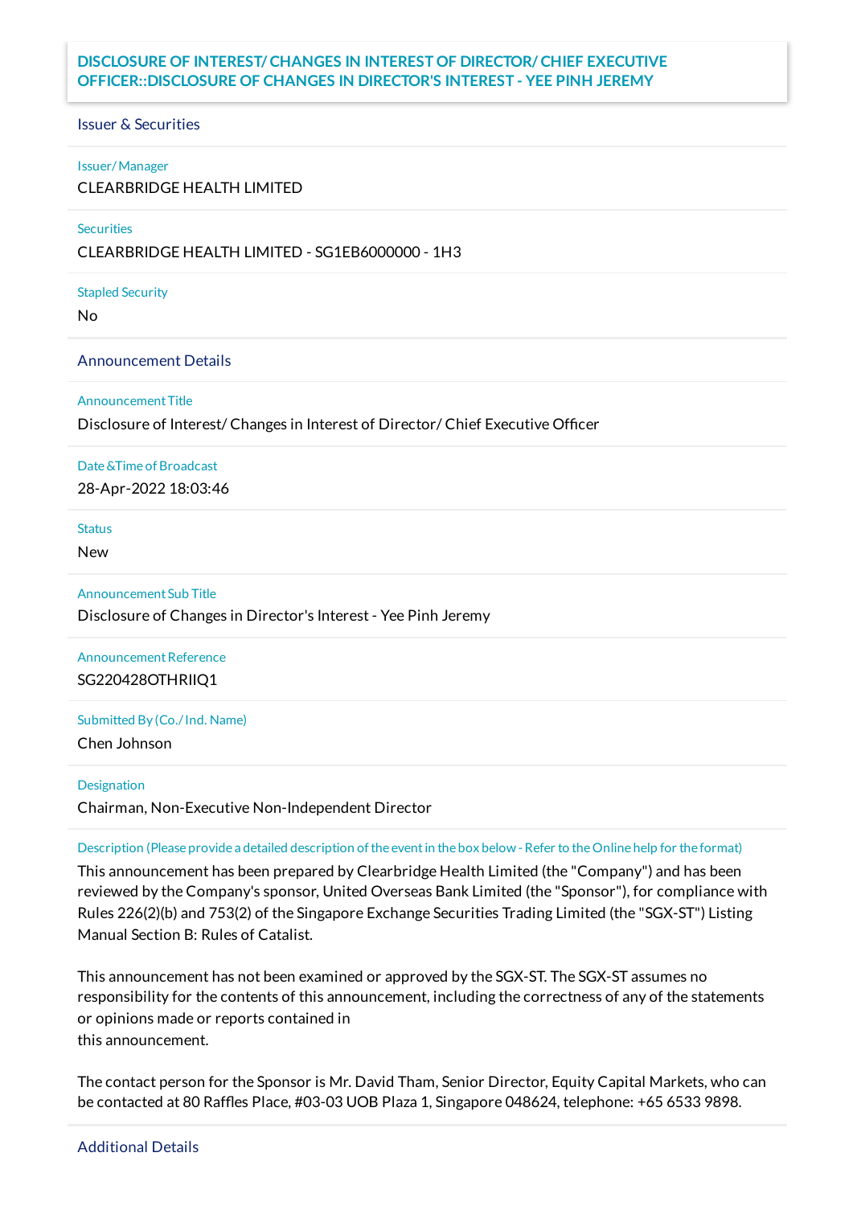# DISCLOSURE OF INTEREST/ CHANGES IN INTEREST OF DIRECTOR/ CHIEF EXECUTIVE OFFICER::DISCLOSURE OF CHANGES IN DIRECTOR'S INTEREST - YEE PINH JEREMY

## Issuer & Securities

**Issuer/ Manager**

CLEARBRIDGE HEALTH LIMITED

**Securities**

CLEARBRIDGE HEALTH LIMITED - SG1EB6000000 - 1H3

**Stapled Security**

No

## Announcement Details

**Announcement Title**

Disclosure of Interest/ Changes in Interest of Director/ Chief Executive Officer

**Date &Time of Broadcast**

28-Apr-2022 18:03:46

**Status**

New

**Announcement Sub Title**

Disclosure of Changes in Director's Interest - Yee Pinh Jeremy

**Announcement Reference**

SG220428OTHRIIQ1

**Submitted By (Co./ Ind. Name)**

Chen Johnson

**Designation**

Chairman, Non-Executive Non-Independent Director

**Description (Please provide a detailed description of the event in the box below - Refer to the Online help for the format)**

This announcement has been prepared by Clearbridge Health Limited (the "Company") and has been reviewed by the Company's sponsor, United Overseas Bank Limited (the "Sponsor"), for compliance with Rules 226(2)(b) and 753(2) of the Singapore Exchange Securities Trading Limited (the "SGX-ST") Listing Manual Section B: Rules of Catalist.

This announcement has not been examined or approved by the SGX-ST. The SGX-ST assumes no responsibility for the contents of this announcement, including the correctness of any of the statements or opinions made or reports contained in
this announcement.

The contact person for the Sponsor is Mr. David Tham, Senior Director, Equity Capital Markets, who can be contacted at 80 Raffles Place, #03-03 UOB Plaza 1, Singapore 048624, telephone: +65 6533 9898.

## Additional Details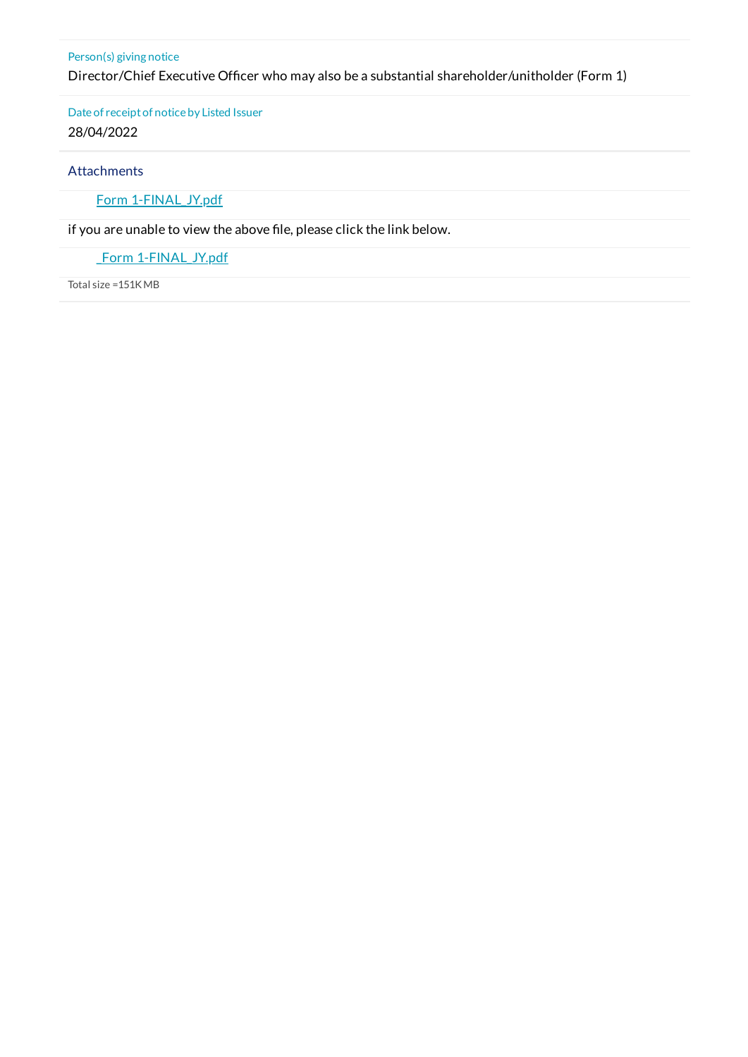Person(s) giving notice

Director/Chief Executive Officer who may also be a substantial shareholder/unitholder (Form 1)

Date of receipt of notice by Listed Issuer

28/04/2022

## Attachments

Form 1-FINAL_JY.pdf

if you are unable to view the above file, please click the link below.

_Form 1-FINAL_JY.pdf

Total size =151K MB